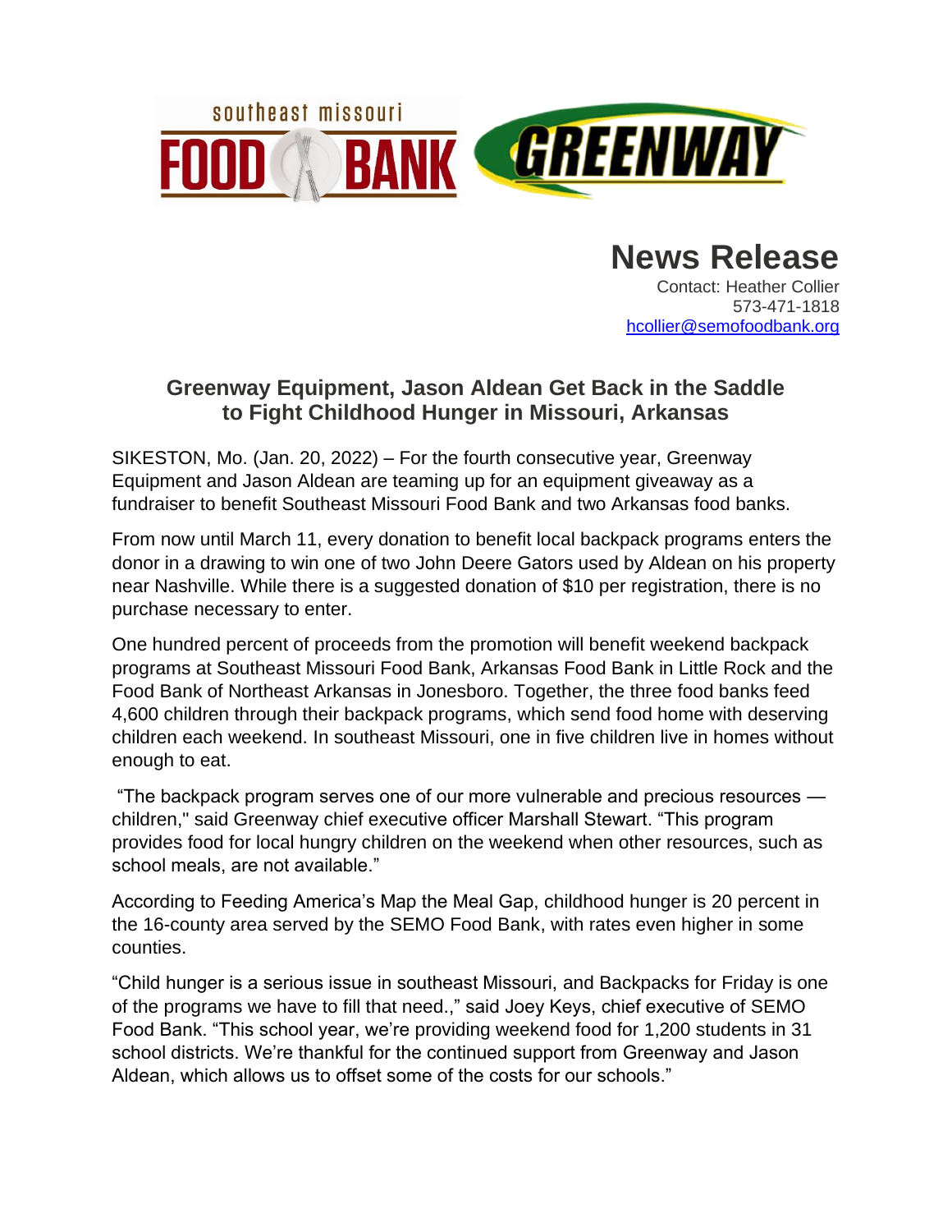southeast missouri FOOD BANK

GREENWAY

# News Release

Contact: Heather Collier
573-471-1818
[hcollier@semofoodbank.org](mailto:hcollier@semofoodbank.org)

## Greenway Equipment, Jason Aldean Get Back in the Saddle to Fight Childhood Hunger in Missouri, Arkansas

SIKESTON, Mo. (Jan. 20, 2022) – For the fourth consecutive year, Greenway Equipment and Jason Aldean are teaming up for an equipment giveaway as a fundraiser to benefit Southeast Missouri Food Bank and two Arkansas food banks.

From now until March 11, every donation to benefit local backpack programs enters the donor in a drawing to win one of two John Deere Gators used by Aldean on his property near Nashville. While there is a suggested donation of $10 per registration, there is no purchase necessary to enter.

One hundred percent of proceeds from the promotion will benefit weekend backpack programs at Southeast Missouri Food Bank, Arkansas Food Bank in Little Rock and the Food Bank of Northeast Arkansas in Jonesboro. Together, the three food banks feed 4,600 children through their backpack programs, which send food home with deserving children each weekend. In southeast Missouri, one in five children live in homes without enough to eat.

"The backpack program serves one of our more vulnerable and precious resources — children," said Greenway chief executive officer Marshall Stewart. "This program provides food for local hungry children on the weekend when other resources, such as school meals, are not available."

According to Feeding America's Map the Meal Gap, childhood hunger is 20 percent in the 16-county area served by the SEMO Food Bank, with rates even higher in some counties.

"Child hunger is a serious issue in southeast Missouri, and Backpacks for Friday is one of the programs we have to fill that need.," said Joey Keys, chief executive of SEMO Food Bank. "This school year, we're providing weekend food for 1,200 students in 31 school districts. We're thankful for the continued support from Greenway and Jason Aldean, which allows us to offset some of the costs for our schools."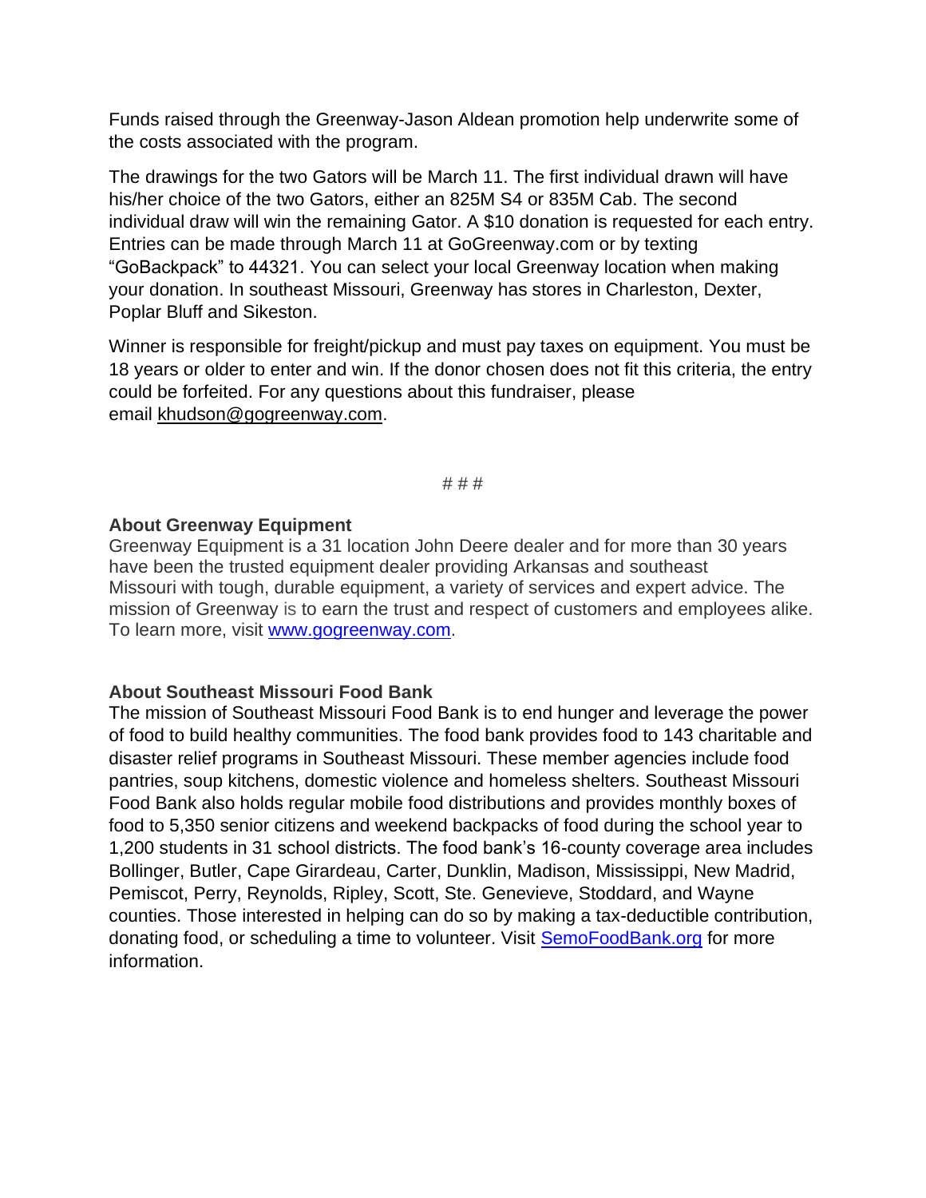Funds raised through the Greenway-Jason Aldean promotion help underwrite some of the costs associated with the program.

The drawings for the two Gators will be March 11. The first individual drawn will have his/her choice of the two Gators, either an 825M S4 or 835M Cab. The second individual draw will win the remaining Gator. A $10 donation is requested for each entry. Entries can be made through March 11 at GoGreenway.com or by texting "GoBackpack" to 44321. You can select your local Greenway location when making your donation. In southeast Missouri, Greenway has stores in Charleston, Dexter, Poplar Bluff and Sikeston.

Winner is responsible for freight/pickup and must pay taxes on equipment. You must be 18 years or older to enter and win. If the donor chosen does not fit this criteria, the entry could be forfeited. For any questions about this fundraiser, please email [khudson@gogreenway.com](mailto:khudson@gogreenway.com).

# # #

**About Greenway Equipment**
Greenway Equipment is a 31 location John Deere dealer and for more than 30 years have been the trusted equipment dealer providing Arkansas and southeast Missouri with tough, durable equipment, a variety of services and expert advice. The mission of Greenway is to earn the trust and respect of customers and employees alike. To learn more, visit [www.gogreenway.com](http://www.gogreenway.com).

**About Southeast Missouri Food Bank**
The mission of Southeast Missouri Food Bank is to end hunger and leverage the power of food to build healthy communities. The food bank provides food to 143 charitable and disaster relief programs in Southeast Missouri. These member agencies include food pantries, soup kitchens, domestic violence and homeless shelters. Southeast Missouri Food Bank also holds regular mobile food distributions and provides monthly boxes of food to 5,350 senior citizens and weekend backpacks of food during the school year to 1,200 students in 31 school districts. The food bank's 16-county coverage area includes Bollinger, Butler, Cape Girardeau, Carter, Dunklin, Madison, Mississippi, New Madrid, Pemiscot, Perry, Reynolds, Ripley, Scott, Ste. Genevieve, Stoddard, and Wayne counties. Those interested in helping can do so by making a tax-deductible contribution, donating food, or scheduling a time to volunteer. Visit [SemoFoodBank.org](http://SemoFoodBank.org) for more information.